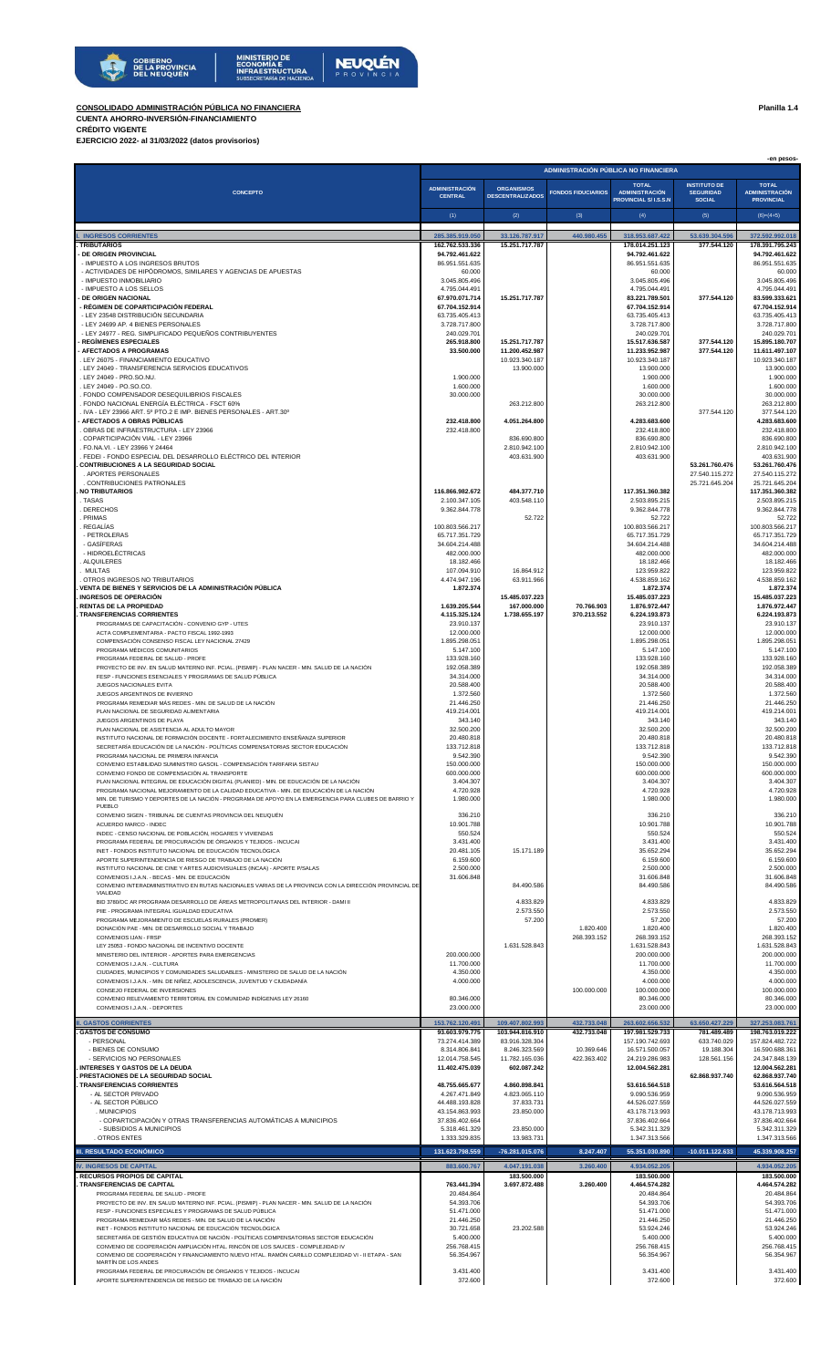**CONSOLIDADO ADMINISTRACIÓN PÚBLICA NO FINANCIERA** — Planilla 1.4

**CUENTA AHORRO-INVERSIÓN-FINANCIAMIENTO**

**CRÉDITO VIGENTE**

**EJERCICIO 2022- al 31/03/2022 (datos provisorios)**

-en pesos-

| CONCEPTO | ADMINISTRACIÓN PÚBLICA NO FINANCIERA | | | | | |
|---|---|---|---|---|---|---|
| | ADMINISTRACIÓN CENTRAL | ORGANISMOS DESCENTRALIZADOS | FONDOS FIDUCIARIOS | TOTAL ADMINISTRACIÓN PROVINCIAL S/ I.S.S.N | INSTITUTO DE SEGURIDAD SOCIAL | TOTAL ADMINISTRACIÓN PROVINCIAL |
| | (1) | (2) | (3) | (4) | (5) | (6)=(4+5) |
| **I. INGRESOS CORRIENTES** | 285.385.919.050 | 33.126.787.917 | 440.980.455 | 318.953.687.422 | 53.639.304.596 | 372.592.992.018 |
| **. TRIBUTARIOS** | 162.762.533.336 | 15.251.717.787 | | 178.014.251.123 | 377.544.120 | 178.391.795.243 |
| **- DE ORIGEN PROVINCIAL** | 94.792.461.622 | | | 94.792.461.622 | | 94.792.461.622 |
| - IMPUESTO A LOS INGRESOS BRUTOS | 86.951.551.635 | | | 86.951.551.635 | | 86.951.551.635 |
| - ACTIVIDADES DE HIPÓDROMOS, SIMILARES Y AGENCIAS DE APUESTAS | 60.000 | | | 60.000 | | 60.000 |
| - IMPUESTO INMOBILIARIO | 3.045.805.496 | | | 3.045.805.496 | | 3.045.805.496 |
| - IMPUESTO A LOS SELLOS | 4.795.044.491 | | | 4.795.044.491 | | 4.795.044.491 |
| **- DE ORIGEN NACIONAL** | 67.970.071.714 | 15.251.717.787 | | 83.221.789.501 | 377.544.120 | 83.599.333.621 |
| - RÉGIMEN DE COPARTICIPACIÓN FEDERAL | 67.704.152.914 | | | 67.704.152.914 | | 67.704.152.914 |
| - LEY 23548 DISTRIBUCIÓN SECUNDARIA | 63.735.405.413 | | | 63.735.405.413 | | 63.735.405.413 |
| - LEY 24699 AP. 4 BIENES PERSONALES | 3.728.717.800 | | | 3.728.717.800 | | 3.728.717.800 |
| - LEY 24977 - REG. SIMPLIFICADO PEQUEÑOS CONTRIBUYENTES | 240.029.701 | | | 240.029.701 | | 240.029.701 |
| - REGÍMENES ESPECIALES | 265.918.800 | 15.251.717.787 | | 15.517.636.587 | 377.544.120 | 15.895.180.707 |
| - AFECTADOS A PROGRAMAS | 33.500.000 | 11.200.452.987 | | 11.233.952.987 | 377.544.120 | 11.611.497.107 |
| . LEY 26075 - FINANCIAMIENTO EDUCATIVO | | 10.923.340.187 | | 10.923.340.187 | | 10.923.340.187 |
| . LEY 24049 - TRANSFERENCIA SERVICIOS EDUCATIVOS | | 13.900.000 | | 13.900.000 | | 13.900.000 |
| . LEY 24049 - PRO.SO.NU. | 1.900.000 | | | 1.900.000 | | 1.900.000 |
| . LEY 24049 - PO.SO.CO. | 1.600.000 | | | 1.600.000 | | 1.600.000 |
| . FONDO COMPENSADOR DESEQUILIBRIOS FISCALES | 30.000.000 | | | 30.000.000 | | 30.000.000 |
| . FONDO NACIONAL ENERGÍA ELÉCTRICA - FSCT 60% | | 263.212.800 | | 263.212.800 | | 263.212.800 |
| . IVA - LEY 23966 ART. 5º PTO.2 E IMP. BIENES PERSONALES - ART.30º | | | | | 377.544.120 | 377.544.120 |
| - AFECTADOS A OBRAS PÚBLICAS | 232.418.800 | 4.051.264.800 | | 4.283.683.600 | | 4.283.683.600 |
| . OBRAS DE INFRAESTRUCTURA - LEY 23966 | 232.418.800 | | | 232.418.800 | | 232.418.800 |
| . COPARTICIPACIÓN VIAL - LEY 23966 | | 836.690.800 | | 836.690.800 | | 836.690.800 |
| . FO.NA.VI. - LEY 23966 Y 24464 | | 2.810.942.100 | | 2.810.942.100 | | 2.810.942.100 |
| . FEDEI - FONDO ESPECIAL DEL DESARROLLO ELÉCTRICO DEL INTERIOR | | 403.631.900 | | 403.631.900 | | 403.631.900 |
| **. CONTRIBUCIONES A LA SEGURIDAD SOCIAL** | | | | | 53.261.760.476 | 53.261.760.476 |
| . APORTES PERSONALES | | | | | 27.540.115.272 | 27.540.115.272 |
| . CONTRIBUCIONES PATRONALES | | | | | 25.721.645.204 | 25.721.645.204 |
| **. NO TRIBUTARIOS** | 116.866.982.672 | 484.377.710 | | 117.351.360.382 | | 117.351.360.382 |
| . TASAS | 2.100.347.105 | 403.548.110 | | 2.503.895.215 | | 2.503.895.215 |
| . DERECHOS | 9.362.844.778 | | | 9.362.844.778 | | 9.362.844.778 |
| . PRIMAS | | 52.722 | | 52.722 | | 52.722 |
| . REGALÍAS | 100.803.566.217 | | | 100.803.566.217 | | 100.803.566.217 |
| - PETROLERAS | 65.717.351.729 | | | 65.717.351.729 | | 65.717.351.729 |
| - GASÍFERAS | 34.604.214.488 | | | 34.604.214.488 | | 34.604.214.488 |
| - HIDROELÉCTRICAS | 482.000.000 | | | 482.000.000 | | 482.000.000 |
| . ALQUILERES | 18.182.466 | | | 18.182.466 | | 18.182.466 |
| . MULTAS | 107.094.910 | 16.864.912 | | 123.959.822 | | 123.959.822 |
| . OTROS INGRESOS NO TRIBUTARIOS | 4.474.947.196 | 63.911.966 | | 4.538.859.162 | | 4.538.859.162 |
| **. VENTA DE BIENES Y SERVICIOS DE LA ADMINISTRACIÓN PÚBLICA** | 1.872.374 | | | 1.872.374 | | 1.872.374 |
| **. INGRESOS DE OPERACIÓN** | | 15.485.037.223 | | 15.485.037.223 | | 15.485.037.223 |
| **. RENTAS DE LA PROPIEDAD** | 1.639.205.544 | 167.000.000 | 70.766.903 | 1.876.972.447 | | 1.876.972.447 |
| **. TRANSFERENCIAS CORRIENTES** | 4.115.325.124 | 1.738.655.197 | 370.213.552 | 6.224.193.873 | | 6.224.193.873 |
| PROGRAMAS DE CAPACITACIÓN - CONVENIO GYP - UTES | 23.910.137 | | | 23.910.137 | | 23.910.137 |
| ACTA COMPLEMENTARIA - PACTO FISCAL 1992-1993 | 12.000.000 | | | 12.000.000 | | 12.000.000 |
| COMPENSACIÓN CONSENSO FISCAL LEY NACIONAL 27429 | 1.895.298.051 | | | 1.895.298.051 | | 1.895.298.051 |
| PROGRAMA MÉDICOS COMUNITARIOS | 5.147.100 | | | 5.147.100 | | 5.147.100 |
| PROGRAMA FEDERAL DE SALUD - PROFE | 133.928.160 | | | 133.928.160 | | 133.928.160 |
| PROYECTO DE INV. EN SALUD MATERNO INF. PCIAL. (PISMIP) - PLAN NACER - MIN. SALUD DE LA NACIÓN | 192.058.389 | | | 192.058.389 | | 192.058.389 |
| FESP - FUNCIONES ESENCIALES Y PROGRAMAS DE SALUD PÚBLICA | 34.314.000 | | | 34.314.000 | | 34.314.000 |
| JUEGOS NACIONALES EVITA | 20.588.400 | | | 20.588.400 | | 20.588.400 |
| JUEGOS ARGENTINOS DE INVIERNO | 1.372.560 | | | 1.372.560 | | 1.372.560 |
| PROGRAMA REMEDIAR MÁS REDES - MIN. DE SALUD DE LA NACIÓN | 21.446.250 | | | 21.446.250 | | 21.446.250 |
| PLAN NACIONAL DE SEGURIDAD ALIMENTARIA | 419.214.001 | | | 419.214.001 | | 419.214.001 |
| JUEGOS ARGENTINOS DE PLAYA | 343.140 | | | 343.140 | | 343.140 |
| PLAN NACIONAL DE ASISTENCIA AL ADULTO MAYOR | 32.500.200 | | | 32.500.200 | | 32.500.200 |
| INSTITUTO NACIONAL DE FORMACIÓN DOCENTE - FORTALECIMIENTO ENSEÑANZA SUPERIOR | 20.480.818 | | | 20.480.818 | | 20.480.818 |
| SECRETARÍA EDUCACIÓN DE LA NACIÓN - POLÍTICAS COMPENSATORIAS SECTOR EDUCACIÓN | 133.712.818 | | | 133.712.818 | | 133.712.818 |
| PROGRAMA NACIONAL DE PRIMERA INFANCIA | 9.542.390 | | | 9.542.390 | | 9.542.390 |
| CONVENIO ESTABILIDAD SUMINISTRO GASOIL - COMPENSACIÓN TARIFARIA SISTAU | 150.000.000 | | | 150.000.000 | | 150.000.000 |
| CONVENIO FONDO DE COMPENSACIÓN AL TRANSPORTE | 600.000.000 | | | 600.000.000 | | 600.000.000 |
| PLAN NACIONAL INTEGRAL DE EDUCACIÓN DIGITAL (PLANIED) - MIN. DE EDUCACIÓN DE LA NACIÓN | 3.404.307 | | | 3.404.307 | | 3.404.307 |
| PROGRAMA NACIONAL MEJORAMIENTO DE LA CALIDAD EDUCATIVA - MIN. DE EDUCACIÓN DE LA NACIÓN | 4.720.928 | | | 4.720.928 | | 4.720.928 |
| MIN. DE TURISMO Y DEPORTES DE LA NACIÓN - PROGRAMA DE APOYO EN LA EMERGENCIA PARA CLUBES DE BARRIO Y PUEBLO | 1.980.000 | | | 1.980.000 | | 1.980.000 |
| CONVENIO SIGEN - TRIBUNAL DE CUENTAS PROVINCIA DEL NEUQUÉN | 336.210 | | | 336.210 | | 336.210 |
| ACUERDO MARCO - INDEC | 10.901.788 | | | 10.901.788 | | 10.901.788 |
| INDEC - CENSO NACIONAL DE POBLACIÓN, HOGARES Y VIVIENDAS | 550.524 | | | 550.524 | | 550.524 |
| PROGRAMA FEDERAL DE PROCURACIÓN DE ÓRGANOS Y TEJIDOS - INCUCAI | 3.431.400 | | | 3.431.400 | | 3.431.400 |
| INET - FONDOS INSTITUTO NACIONAL DE EDUCACIÓN TECNOLÓGICA | 20.481.105 | 15.171.189 | | 35.652.294 | | 35.652.294 |
| APORTE SUPERINTENDENCIA DE RIESGO DE TRABAJO DE LA NACIÓN | 6.159.600 | | | 6.159.600 | | 6.159.600 |
| INSTITUTO NACIONAL DE CINE Y ARTES AUDIOVISUALES (INCAA) - APORTE P/SALAS | 2.500.000 | | | 2.500.000 | | 2.500.000 |
| CONVENIOS I.J.A.N. - BECAS - MIN. DE EDUCACIÓN | 31.606.848 | | | 31.606.848 | | 31.606.848 |
| CONVENIO INTERADMINISTRATIVO EN RUTAS NACIONALES VARIAS DE LA PROVINCIA CON LA DIRECCIÓN PROVINCIAL DE VIALIDAD | | 84.490.586 | | 84.490.586 | | 84.490.586 |
| BID 3780/OC AR PROGRAMA DESARROLLO DE ÁREAS METROPOLITANAS DEL INTERIOR - DAMI II | | 4.833.829 | | 4.833.829 | | 4.833.829 |
| PIIE - PROGRAMA INTEGRAL IGUALDAD EDUCATIVA | | 2.573.550 | | 2.573.550 | | 2.573.550 |
| PROGRAMA MEJORAMIENTO DE ESCUELAS RURALES (PROMER) | | 57.200 | | 57.200 | | 57.200 |
| DONACIÓN PAE - MIN. DE DESARROLLO SOCIAL Y TRABAJO | | | 1.820.400 | 1.820.400 | | 1.820.400 |
| CONVENIOS IJAN - FRSP | | | 268.393.152 | 268.393.152 | | 268.393.152 |
| LEY 25053 - FONDO NACIONAL DE INCENTIVO DOCENTE | | 1.631.528.843 | | 1.631.528.843 | | 1.631.528.843 |
| MINISTERIO DEL INTERIOR - APORTES PARA EMERGENCIAS | 200.000.000 | | | 200.000.000 | | 200.000.000 |
| CONVENIOS I.J.A.N. - CULTURA | 11.700.000 | | | 11.700.000 | | 11.700.000 |
| CIUDADES, MUNICIPIOS Y COMUNIDADES SALUDABLES - MINISTERIO DE SALUD DE LA NACIÓN | 4.350.000 | | | 4.350.000 | | 4.350.000 |
| CONVENIOS I.J.A.N. - MIN. DE NIÑEZ, ADOLESCENCIA, JUVENTUD Y CIUDADANÍA | 4.000.000 | | | 4.000.000 | | 4.000.000 |
| CONSEJO FEDERAL DE INVERSIONES | | | 100.000.000 | 100.000.000 | | 100.000.000 |
| CONVENIO RELEVAMIENTO TERRITORIAL EN COMUNIDAD INDÍGENAS LEY 26160 | 80.346.000 | | | 80.346.000 | | 80.346.000 |
| CONVENIOS I.J.A.N. - DEPORTES | 23.000.000 | | | 23.000.000 | | 23.000.000 |
| **II. GASTOS CORRIENTES** | 153.762.120.491 | 109.407.802.993 | 432.733.048 | 263.602.656.532 | 63.650.427.229 | 327.253.083.761 |
| **. GASTOS DE CONSUMO** | 93.603.979.775 | 103.944.816.910 | 432.733.048 | 197.981.529.733 | 781.489.489 | 198.763.019.222 |
| - PERSONAL | 73.274.414.389 | 83.916.328.304 | | 157.190.742.693 | 633.740.029 | 157.824.482.722 |
| - BIENES DE CONSUMO | 8.314.806.841 | 8.246.323.569 | 10.369.646 | 16.571.500.057 | 19.188.304 | 16.590.688.361 |
| - SERVICIOS NO PERSONALES | 12.014.758.545 | 11.782.165.036 | 422.363.402 | 24.219.286.983 | 128.561.156 | 24.347.848.139 |
| **. INTERESES Y GASTOS DE LA DEUDA** | 11.402.475.039 | 602.087.242 | | 12.004.562.281 | | 12.004.562.281 |
| **. PRESTACIONES DE LA SEGURIDAD SOCIAL** | | | | | 62.868.937.740 | 62.868.937.740 |
| **. TRANSFERENCIAS CORRIENTES** | 48.755.665.677 | 4.860.898.841 | | 53.616.564.518 | | 53.616.564.518 |
| - AL SECTOR PRIVADO | 4.267.471.849 | 4.823.065.110 | | 9.090.536.959 | | 9.090.536.959 |
| - AL SECTOR PÚBLICO | 44.488.193.828 | 37.833.731 | | 44.526.027.559 | | 44.526.027.559 |
| . MUNICIPIOS | 43.154.863.993 | 23.850.000 | | 43.178.713.993 | | 43.178.713.993 |
| - COPARTICIPACIÓN Y OTRAS TRANSFERENCIAS AUTOMÁTICAS A MUNICIPIOS | 37.836.402.664 | | | 37.836.402.664 | | 37.836.402.664 |
| - SUBSIDIOS A MUNICIPIOS | 5.318.461.329 | 23.850.000 | | 5.342.311.329 | | 5.342.311.329 |
| . OTROS ENTES | 1.333.329.835 | 13.983.731 | | 1.347.313.566 | | 1.347.313.566 |
| **III. RESULTADO ECONÓMICO** | 131.623.798.559 | -76.281.015.076 | 8.247.407 | 55.351.030.890 | -10.011.122.633 | 45.339.908.257 |
| **IV. INGRESOS DE CAPITAL** | 883.600.767 | 4.047.191.038 | 3.260.400 | 4.934.052.205 | | 4.934.052.205 |
| **. RECURSOS PROPIOS DE CAPITAL** | | 183.500.000 | | 183.500.000 | | 183.500.000 |
| **. TRANSFERENCIAS DE CAPITAL** | 763.441.394 | 3.697.872.488 | 3.260.400 | 4.464.574.282 | | 4.464.574.282 |
| PROGRAMA FEDERAL DE SALUD - PROFE | 20.484.864 | | | 20.484.864 | | 20.484.864 |
| PROYECTO DE INV. EN SALUD MATERNO INF. PCIAL. (PISMIP) - PLAN NACER - MIN. SALUD DE LA NACIÓN | 54.393.706 | | | 54.393.706 | | 54.393.706 |
| FESP - FUNCIONES ESENCIALES Y PROGRAMAS DE SALUD PÚBLICA | 51.471.000 | | | 51.471.000 | | 51.471.000 |
| PROGRAMA REMEDIAR MÁS REDES - MIN. DE SALUD DE LA NACIÓN | 21.446.250 | | | 21.446.250 | | 21.446.250 |
| INET - FONDOS INSTITUTO NACIONAL DE EDUCACIÓN TECNOLÓGICA | 30.721.658 | 23.202.588 | | 53.924.246 | | 53.924.246 |
| SECRETARÍA DE GESTIÓN EDUCATIVA DE NACIÓN - POLÍTICAS COMPENSATORIAS SECTOR EDUCACIÓN | 5.400.000 | | | 5.400.000 | | 5.400.000 |
| CONVENIO DE COOPERACIÓN AMPLIACIÓN HTAL. RINCÓN DE LOS SAUCES - COMPLEJIDAD IV | 256.768.415 | | | 256.768.415 | | 256.768.415 |
| CONVENIO DE COOPERACIÓN Y FINANCIAMIENTO NUEVO HTAL. RAMÓN CARILLO COMPLEJIDAD VI - II ETAPA - SAN MARTÍN DE LOS ANDES | 56.354.967 | | | 56.354.967 | | 56.354.967 |
| PROGRAMA FEDERAL DE PROCURACIÓN DE ÓRGANOS Y TEJIDOS - INCUCAI | 3.431.400 | | | 3.431.400 | | 3.431.400 |
| APORTE SUPERINTENDENCIA DE RIESGO DE TRABAJO DE LA NACIÓN | 372.600 | | | 372.600 | | 372.600 |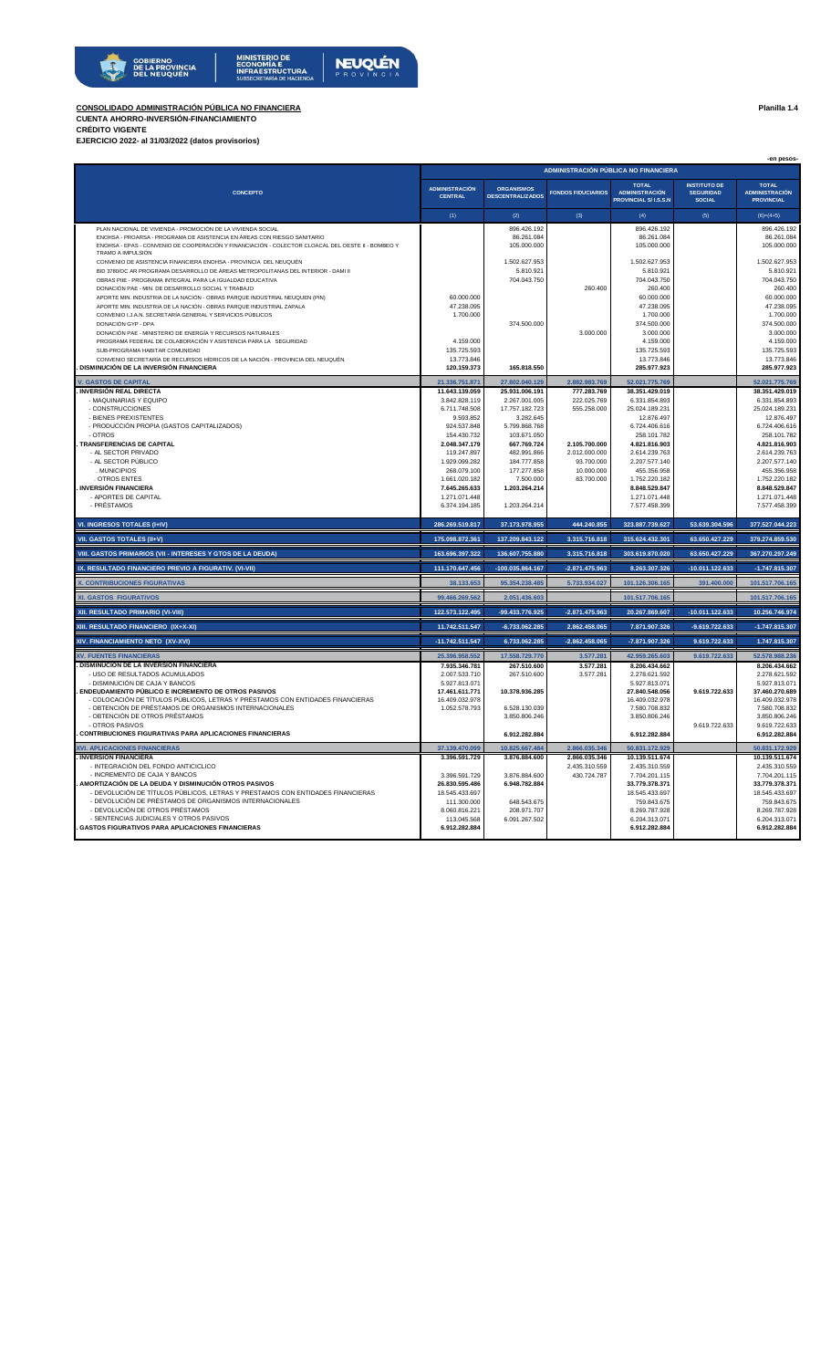**CONSOLIDADO ADMINISTRACIÓN PÚBLICA NO FINANCIERA**

**CUENTA AHORRO-INVERSIÓN-FINANCIAMIENTO**

**CRÉDITO VIGENTE**

**EJERCICIO 2022- al 31/03/2022 (datos provisorios)**

**Planilla 1.4**

-en pesos-

| CONCEPTO | ADMINISTRACIÓN PÚBLICA NO FINANCIERA | | | | | |
|---|---|---|---|---|---|---|
| | ADMINISTRACIÓN CENTRAL | ORGANISMOS DESCENTRALIZADOS | FONDOS FIDUCIARIOS | TOTAL ADMINISTRACIÓN PROVINCIAL S/ I.S.S.N | INSTITUTO DE SEGURIDAD SOCIAL | TOTAL ADMINISTRACIÓN PROVINCIAL |
| | (1) | (2) | (3) | (4) | (5) | (6)=(4+5) |
| PLAN NACIONAL DE VIVIENDA - PROMOCIÓN DE LA VIVIENDA SOCIAL | | 896.426.192 | | 896.426.192 | | 896.426.192 |
| ENOHSA - PROARSA - PROGRAMA DE ASISTENCIA EN ÁREAS CON RIESGO SANITARIO | | 86.261.084 | | 86.261.084 | | 86.261.084 |
| ENOHSA - EPAS - CONVENIO DE COOPERACIÓN Y FINANCIACIÓN - COLECTOR CLOACAL DEL OESTE II - BOMBEO Y TRAMO A IMPULSIÓN | | 105.000.000 | | 105.000.000 | | 105.000.000 |
| CONVENIO DE ASISTENCIA FINANCIERA ENOHSA - PROVINCIA DEL NEUQUÉN | | 1.502.627.953 | | 1.502.627.953 | | 1.502.627.953 |
| BID 3780/OC AR PROGRAMA DESARROLLO DE ÁREAS METROPOLITANAS DEL INTERIOR - DAMI II | | 5.810.921 | | 5.810.921 | | 5.810.921 |
| OBRAS PIIE - PROGRAMA INTEGRAL PARA LA IGUALDAD EDUCATIVA | | 704.043.750 | | 704.043.750 | | 704.043.750 |
| DONACIÓN PAE - MIN. DE DESARROLLO SOCIAL Y TRABAJO | | | 260.400 | 260.400 | | 260.400 |
| APORTE MIN. INDUSTRIA DE LA NACIÓN - OBRAS PARQUE INDUSTRIAL NEUQUEN (PIN) | 60.000.000 | | | 60.000.000 | | 60.000.000 |
| APORTE MIN. INDUSTRIA DE LA NACIÓN - OBRAS PARQUE INDUSTRIAL ZAPALA | 47.238.095 | | | 47.238.095 | | 47.238.095 |
| CONVENIO I.J.A.N. SECRETARÍA GENERAL Y SERVICIOS PÚBLICOS | 1.700.000 | | | 1.700.000 | | 1.700.000 |
| DONACIÓN GYP - DPA | | 374.500.000 | | 374.500.000 | | 374.500.000 |
| DONACIÓN PAE - MINISTERIO DE ENERGÍA Y RECURSOS NATURALES | | | 3.000.000 | 3.000.000 | | 3.000.000 |
| PROGRAMA FEDERAL DE COLABORACIÓN Y ASISTENCIA PARA LA SEGURIDAD | 4.159.000 | | | 4.159.000 | | 4.159.000 |
| SUB-PROGRAMA HABITAR COMUNIDAD | 135.725.593 | | | 135.725.593 | | 135.725.593 |
| CONVENIO SECRETARÍA DE RECURSOS HÍDRICOS DE LA NACIÓN - PROVINCIA DEL NEUQUÉN | 13.773.846 | | | 13.773.846 | | 13.773.846 |
| **. DISMINUCIÓN DE LA INVERSIÓN FINANCIERA** | **120.159.373** | **165.818.550** | | **285.977.923** | | **285.977.923** |
| **V. GASTOS DE CAPITAL** | **21.336.751.871** | **27.802.040.129** | **2.882.983.769** | **52.021.775.769** | | **52.021.775.769** |
| **. INVERSIÓN REAL DIRECTA** | **11.643.139.059** | **25.931.006.191** | **777.283.769** | **38.351.429.019** | | **38.351.429.019** |
| - MAQUINARIAS Y EQUIPO | 3.842.828.119 | 2.267.001.005 | 222.025.769 | 6.331.854.893 | | 6.331.854.893 |
| - CONSTRUCCIONES | 6.711.748.508 | 17.757.182.723 | 555.258.000 | 25.024.189.231 | | 25.024.189.231 |
| - BIENES PREEXISTENTES | 9.593.852 | 3.282.645 | | 12.876.497 | | 12.876.497 |
| - PRODUCCIÓN PROPIA (GASTOS CAPITALIZADOS) | 924.537.848 | 5.799.868.768 | | 6.724.406.616 | | 6.724.406.616 |
| - OTROS | 154.430.732 | 103.671.050 | | 258.101.782 | | 258.101.782 |
| **. TRANSFERENCIAS DE CAPITAL** | **2.048.347.179** | **667.769.724** | **2.105.700.000** | **4.821.816.903** | | **4.821.816.903** |
| - AL SECTOR PRIVADO | 119.247.897 | 482.991.866 | 2.012.000.000 | 2.614.239.763 | | 2.614.239.763 |
| - AL SECTOR PÚBLICO | 1.929.099.282 | 184.777.858 | 93.700.000 | 2.207.577.140 | | 2.207.577.140 |
| . MUNICIPIOS | 268.079.100 | 177.277.858 | 10.000.000 | 455.356.958 | | 455.356.958 |
| . OTROS ENTES | 1.661.020.182 | 7.500.000 | 83.700.000 | 1.752.220.182 | | 1.752.220.182 |
| **. INVERSIÓN FINANCIERA** | **7.645.265.633** | **1.203.264.214** | | **8.848.529.847** | | **8.848.529.847** |
| - APORTES DE CAPITAL | 1.271.071.448 | | | 1.271.071.448 | | 1.271.071.448 |
| - PRÉSTAMOS | 6.374.194.185 | 1.203.264.214 | | 7.577.458.399 | | 7.577.458.399 |
| **VI. INGRESOS TOTALES (I+IV)** | **286.269.519.817** | **37.173.978.955** | **444.240.855** | **323.887.739.627** | **53.639.304.596** | **377.527.044.223** |
| **VII. GASTOS TOTALES (II+V)** | **175.098.872.361** | **137.209.843.122** | **3.315.716.818** | **315.624.432.301** | **63.650.427.229** | **379.274.859.530** |
| **VIII. GASTOS PRIMARIOS (VII - INTERESES Y GTOS DE LA DEUDA)** | **163.696.397.322** | **136.607.755.880** | **3.315.716.818** | **303.619.870.020** | **63.650.427.229** | **367.270.297.249** |
| **IX. RESULTADO FINANCIERO PREVIO A FIGURATIV. (VI-VII)** | **111.170.647.456** | **-100.035.864.167** | **-2.871.475.963** | **8.263.307.326** | **-10.011.122.633** | **-1.747.815.307** |
| **X. CONTRIBUCIONES FIGURATIVAS** | **38.133.653** | **95.354.238.485** | **5.733.934.027** | **101.126.306.165** | **391.400.000** | **101.517.706.165** |
| **XI. GASTOS FIGURATIVOS** | **99.466.269.562** | **2.051.436.603** | | **101.517.706.165** | | **101.517.706.165** |
| **XII. RESULTADO PRIMARIO (VI-VIII)** | **122.573.122.495** | **-99.433.776.925** | **-2.871.475.963** | **20.267.869.607** | **-10.011.122.633** | **10.256.746.974** |
| **XIII. RESULTADO FINANCIERO (IX+X-XI)** | **11.742.511.547** | **-6.733.062.285** | **2.862.458.065** | **7.871.907.326** | **-9.619.722.633** | **-1.747.815.307** |
| **XIV. FINANCIAMIENTO NETO (XV-XVI)** | **-11.742.511.547** | **6.733.062.285** | **-2.862.458.065** | **-7.871.907.326** | **9.619.722.633** | **1.747.815.307** |
| **XV. FUENTES FINANCIERAS** | **25.396.958.552** | **17.558.729.770** | **3.577.281** | **42.959.265.603** | **9.619.722.633** | **52.578.988.236** |
| **. DISMINUCIÓN DE LA INVERSIÓN FINANCIERA** | **7.935.346.781** | **267.510.600** | **3.577.281** | **8.206.434.662** | | **8.206.434.662** |
| - USO DE RESULTADOS ACUMULADOS | 2.007.533.710 | 267.510.600 | 3.577.281 | 2.278.621.592 | | 2.278.621.592 |
| - DISMINUCIÓN DE CAJA Y BANCOS | 5.927.813.071 | | | 5.927.813.071 | | 5.927.813.071 |
| **. ENDEUDAMIENTO PÚBLICO E INCREMENTO DE OTROS PASIVOS** | **17.461.611.771** | **10.378.936.285** | | **27.840.548.056** | **9.619.722.633** | **37.460.270.689** |
| - COLOCACIÓN DE TÍTULOS PÚBLICOS, LETRAS Y PRÉSTAMOS CON ENTIDADES FINANCIERAS | 16.409.032.978 | | | 16.409.032.978 | | 16.409.032.978 |
| - OBTENCIÓN DE PRÉSTAMOS DE ORGANISMOS INTERNACIONALES | 1.052.578.793 | 6.528.130.039 | | 7.580.708.832 | | 7.580.708.832 |
| - OBTENCIÓN DE OTROS PRÉSTAMOS | | 3.850.806.246 | | 3.850.806.246 | | 3.850.806.246 |
| - OTROS PASIVOS | | | | | 9.619.722.633 | 9.619.722.633 |
| **. CONTRIBUCIONES FIGURATIVAS PARA APLICACIONES FINANCIERAS** | | **6.912.282.884** | | **6.912.282.884** | | **6.912.282.884** |
| **XVI. APLICACIONES FINANCIERAS** | **37.139.470.099** | **10.825.667.484** | **2.866.035.346** | **50.831.172.929** | | **50.831.172.929** |
| **. INVERSIÓN FINANCIERA** | **3.396.591.729** | **3.876.884.600** | **2.866.035.346** | **10.139.511.674** | | **10.139.511.674** |
| - INTEGRACIÓN DEL FONDO ANTICICLICO | | | 2.435.310.559 | 2.435.310.559 | | 2.435.310.559 |
| - INCREMENTO DE CAJA Y BANCOS | 3.396.591.729 | 3.876.884.600 | 430.724.787 | 7.704.201.115 | | 7.704.201.115 |
| **. AMORTIZACIÓN DE LA DEUDA Y DISMINUCIÓN OTROS PASIVOS** | **26.830.595.486** | **6.948.782.884** | | **33.779.378.371** | | **33.779.378.371** |
| - DEVOLUCIÓN DE TÍTULOS PÚBLICOS, LETRAS Y PRESTAMOS CON ENTIDADES FINANCIERAS | 18.545.433.697 | | | 18.545.433.697 | | 18.545.433.697 |
| - DEVOLUCIÓN DE PRÉSTAMOS DE ORGANISMOS INTERNACIONALES | 111.300.000 | 648.543.675 | | 759.843.675 | | 759.843.675 |
| - DEVOLUCIÓN DE OTROS PRÉSTAMOS | 8.060.816.221 | 208.971.707 | | 8.269.787.928 | | 8.269.787.928 |
| - SENTENCIAS JUDICIALES Y OTROS PASIVOS | 113.045.568 | 6.091.267.502 | | 6.204.313.071 | | 6.204.313.071 |
| **. GASTOS FIGURATIVOS PARA APLICACIONES FINANCIERAS** | **6.912.282.884** | | | **6.912.282.884** | | **6.912.282.884** |